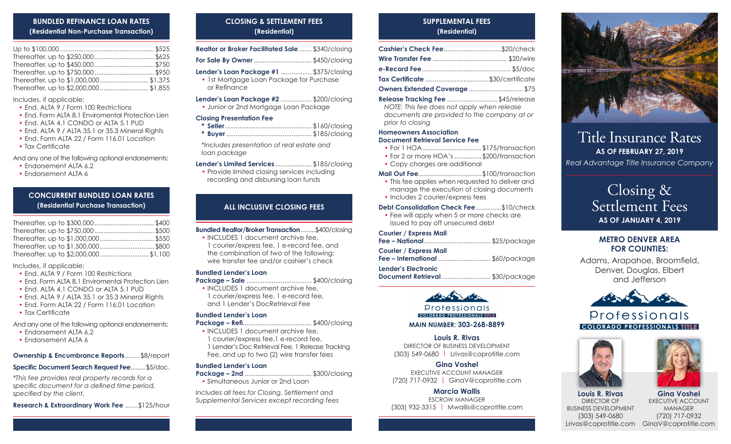## BUNDLED REFINANCE LOAN RATES
### (Residential Non-Purchase Transaction)

| | |
|---|---|
| Up to $100,000 | $525 |
| Thereafter, up to $250,000 | $625 |
| Thereafter, up to $450,000 | $750 |
| Thereafter, up to $750,000 | $950 |
| Thereafter, up to $1,000,000 | $1,375 |
| Thereafter, up to $2,000,000 | $1,855 |

Includes, if applicable:

- End. ALTA 9 / Form 100 Restrictions
- End. Form ALTA 8.1 Enviromental Protection Lien
- End. ALTA 4.1 CONDO or ALTA 5.1 PUD
- End. ALTA 9 / ALTA 35.1 or 35.3 Mineral Rights
- End. Form ALTA 22 / Form 116.01 Location
- Tax Certificate

And any one of the following optional endorsements:

- Endorsement ALTA 6.2
- Endorsement ALTA 6

## CONCURRENT BUNDLED LOAN RATES
### (Residential Purchase Transaction)

| | |
|---|---|
| Thereafter, up to $300,000 | $400 |
| Thereafter, up to $750,000 | $500 |
| Thereafter, up to $1,000,000 | $550 |
| Thereafter, up to $1,500,000 | $800 |
| Thereafter, up to $2,000,000 | $1,100 |

Includes, if applicable:

- End. ALTA 9 / Form 100 Restrictions
- End. Form ALTA 8.1 Enviromental Protection Lien
- End. ALTA 4.1 CONDO or ALTA 5.1 PUD
- End. ALTA 9 / ALTA 35.1 or 35.3 Mineral Rights
- End. Form ALTA 22 / Form 116.01 Location
- Tax Certificate

And any one of the following optional endorsements:

- Endorsement ALTA 6.2
- Endorsement ALTA 6

**Ownership & Encumbrance Reports** ........ $8/report

**Specific Document Search Request Fee** ......... $5/doc.

*This fee provides real property records for a specific document for a defined time period, specified by the client.*

**Research & Extraordinary Work Fee** ....... $125/hour

## CLOSING & SETTLEMENT FEES
### (Residential)

**Realtor or Broker Facilitated Sale** ....... $340/closing

**For Sale By Owner** ....... $450/closing

**Lender's Loan Package #1** ....... $375/closing

- 1st Mortgage Loan Package for Purchase or Refinance

**Lender's Loan Package #2** ....... $200/closing

- Junior or 2nd Mortgage Loan Package

**Closing Presentation Fee**

- **Seller** ....... $160/closing
- **Buyer** ....... $185/closing

*Includes presentation of real estate and loan package*

**Lender's Limited Services** ....... $185/closing

- Provide limited closing services including recording and disbursing loan funds

## ALL INCLUSIVE CLOSING FEES

**Bundled Realtor/Broker Transaction** ....... $400/closing

- INCLUDES 1 document archive fee, 1 courier/express fee, 1 e-record fee, and the combination of two of the following: wire transfer fee and/or cashier's check

**Bundled Lender's Loan Package – Sale** ....... $400/closing

- INCLUDES 1 document archive fee, 1 courier/express fee, 1 e-record fee, and 1 Lender's DocRetrieval Fee

**Bundled Lender's Loan Package – Refi** ....... $400/closing

- INCLUDES 1 document archive fee, 1 courier/express fee,1 e-record fee, 1 Lender's Doc Retrieval Fee, 1 Release Tracking Fee, and up to two (2) wire transfer fees

**Bundled Lender's Loan Package – 2nd** ....... $300/closing

- Simultaneous Junior or 2nd Loan

*Includes all fees for Closing, Settlement and Supplemental Services except recording fees*

## SUPPLEMENTAL FEES
### (Residential)

**Cashier's Check Fee** ....... $20/check

**Wire Transfer Fee** ....... $20/wire

**e-Record Fee** ....... $5/doc

**Tax Certificate** ....... $30/certificate

**Owners Extended Coverage** ....... $75

**Release Tracking Fee** ....... $45/release

*NOTE: This fee does not apply when release documents are provided to the company at or prior to closing*

**Homeowners Association Document Retrieval Service Fee**

- For 1 HOA ....... $175/transaction
- For 2 or more HOA's ....... $200/transaction
- Copy charges are additional

**Mail Out Fee** ....... $100/transaction

- This fee applies when requested to deliver and manage the execution of closing documents
- Includes 2 courier/express fees

**Debt Consolidation Check Fee** ....... $10/check

- Fee will apply when 5 or more checks are issued to pay off unsecured debt

**Courier / Express Mail Fee – National** ....... $25/package

**Courier / Express Mail Fee – International** ....... $60/package

**Lender's Electronic Document Retrieval** ....... $30/package

Professionals
COLORADO PROFESSIONALS TITLE

**MAIN NUMBER: 303-268-8899**

**Louis R. Rivas**
DIRECTOR OF BUSINESS DEVELOPMENT
(303) 549-0680 | Lrivas@coprotitle.com

**Gina Voshel**
EXECUTIVE ACCOUNT MANAGER
(720) 717-0932 | GinaV@coprotitle.com

**Marcia Wallis**
ESCROW MANAGER
(303) 932-3315 | Mwallis@coprotitle.com

# Title Insurance Rates
**AS OF FEBRUARY 27, 2019**

*Real Advantage Title Insurance Company*

# Closing & Settlement Fees
**AS OF JANUARY 4, 2019**

### METRO DENVER AREA FOR COUNTIES:

Adams, Arapahoe, Broomfield, Denver, Douglas, Elbert and Jefferson

Professionals
COLORADO PROFESSIONALS TITLE

**Louis R. Rivas**
DIRECTOR OF BUSINESS DEVELOPMENT
(303) 549-0680
Lrivas@coprotitle.com

**Gina Voshel**
EXECUTIVE ACCOUNT MANAGER
(720) 717-0932
GinaV@coprotitle.com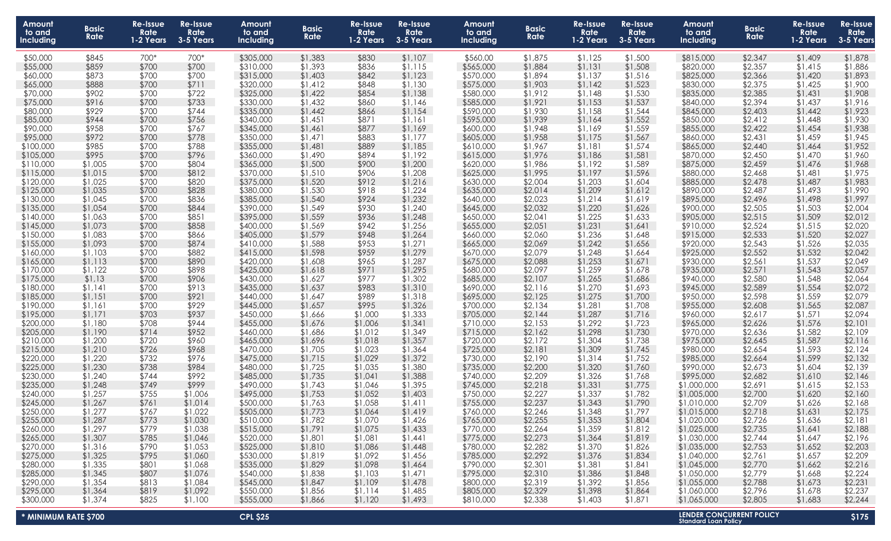| Amount to and Including | Basic Rate | Re-Issue Rate 1-2 Years | Re-Issue Rate 3-5 Years | Amount to and Including | Basic Rate | Re-Issue Rate 1-2 Years | Re-Issue Rate 3-5 Years | Amount to and Including | Basic Rate | Re-Issue Rate 1-2 Years | Re-Issue Rate 3-5 Years | Amount to and Including | Basic Rate | Re-Issue Rate 1-2 Years | Re-Issue Rate 3-5 Years |
|---|---|---|---|---|---|---|---|---|---|---|---|---|---|---|---|
| $50,000 | $845 | 700* | 700* | $305,000 | $1,383 | $830 | $1,107 | $560,00 | $1,875 | $1,125 | $1,500 | $815,000 | $2,347 | $1,409 | $1,878 |
| $55,000 | $859 | $700 | $700 | $310,000 | $1,393 | $836 | $1,115 | $565,000 | $1,884 | $1,131 | $1,508 | $820,000 | $2,357 | $1,415 | $1,886 |
| $60,000 | $873 | $700 | $700 | $315,000 | $1,403 | $842 | $1,123 | $570,000 | $1,894 | $1,137 | $1,516 | $825,000 | $2,366 | $1,420 | $1,893 |
| $65,000 | $888 | $700 | $711 | $320,000 | $1,412 | $848 | $1,130 | $575,000 | $1,903 | $1,142 | $1,523 | $830,000 | $2,375 | $1,425 | $1,900 |
| $70,000 | $902 | $700 | $722 | $325,000 | $1,422 | $854 | $1,138 | $580,000 | $1,912 | $1,148 | $1,530 | $835,000 | $2,385 | $1,431 | $1,908 |
| $75,000 | $916 | $700 | $733 | $330,000 | $1,432 | $860 | $1,146 | $585,000 | $1,921 | $1,153 | $1,537 | $840,000 | $2,394 | $1,437 | $1,916 |
| $80,000 | $929 | $700 | $744 | $335,000 | $1,442 | $866 | $1,154 | $590,000 | $1,930 | $1,158 | $1,544 | $845,000 | $2,403 | $1,442 | $1,923 |
| $85,000 | $944 | $700 | $756 | $340,000 | $1,451 | $871 | $1,161 | $595,000 | $1,939 | $1,164 | $1,552 | $850,000 | $2,412 | $1,448 | $1,930 |
| $90,000 | $958 | $700 | $767 | $345,000 | $1,461 | $877 | $1,169 | $600,000 | $1,948 | $1,169 | $1,559 | $855,000 | $2,422 | $1,454 | $1,938 |
| $95,000 | $972 | $700 | $778 | $350,000 | $1,471 | $883 | $1,177 | $605,000 | $1,958 | $1,175 | $1,567 | $860,000 | $2,431 | $1,459 | $1,945 |
| $100,000 | $985 | $700 | $788 | $355,000 | $1,481 | $889 | $1,185 | $610,000 | $1,967 | $1,181 | $1,574 | $865,000 | $2,440 | $1,464 | $1,952 |
| $105,000 | $995 | $700 | $796 | $360,000 | $1,490 | $894 | $1,192 | $615,000 | $1,976 | $1,186 | $1,581 | $870,000 | $2,450 | $1,470 | $1,960 |
| $110,000 | $1,005 | $700 | $804 | $365,000 | $1,500 | $900 | $1,200 | $620,000 | $1,986 | $1,192 | $1,589 | $875,000 | $2,459 | $1,476 | $1,968 |
| $115,000 | $1,015 | $700 | $812 | $370,000 | $1,510 | $906 | $1,208 | $625,000 | $1,995 | $1,197 | $1,596 | $880,000 | $2,468 | $1,481 | $1,975 |
| $120,000 | $1,025 | $700 | $820 | $375,000 | $1,520 | $912 | $1,216 | $630,000 | $2,004 | $1,203 | $1,604 | $885,000 | $2,478 | $1,487 | $1,983 |
| $125,000 | $1,035 | $700 | $828 | $380,000 | $1,530 | $918 | $1,224 | $635,000 | $2,014 | $1,209 | $1,612 | $890,000 | $2,487 | $1,493 | $1,990 |
| $130,000 | $1,045 | $700 | $836 | $385,000 | $1,540 | $924 | $1,232 | $640,000 | $2,023 | $1,214 | $1,619 | $895,000 | $2,496 | $1,498 | $1,997 |
| $135,000 | $1,054 | $700 | $844 | $390,000 | $1,549 | $930 | $1,240 | $645,000 | $2,032 | $1,220 | $1,626 | $900,000 | $2,505 | $1,503 | $2,004 |
| $140,000 | $1,063 | $700 | $851 | $395,000 | $1,559 | $936 | $1,248 | $650,000 | $2,041 | $1,225 | $1,633 | $905,000 | $2,515 | $1,509 | $2,012 |
| $145,000 | $1,073 | $700 | $858 | $400,000 | $1,569 | $942 | $1,256 | $655,000 | $2,051 | $1,231 | $1,641 | $910,000 | $2,524 | $1,515 | $2,020 |
| $150,000 | $1,083 | $700 | $866 | $405,000 | $1,579 | $948 | $1,264 | $660,000 | $2,060 | $1,236 | $1,648 | $915,000 | $2,533 | $1,520 | $2,027 |
| $155,000 | $1,093 | $700 | $874 | $410,000 | $1,588 | $953 | $1,271 | $665,000 | $2,069 | $1,242 | $1,656 | $920,000 | $2,543 | $1,526 | $2,035 |
| $160,000 | $1,103 | $700 | $882 | $415,000 | $1,598 | $959 | $1,279 | $670,000 | $2,079 | $1,248 | $1,664 | $925,000 | $2,552 | $1,532 | $2,042 |
| $165,000 | $1,113 | $700 | $890 | $420,000 | $1,608 | $965 | $1,287 | $675,000 | $2,088 | $1,253 | $1,671 | $930,000 | $2,561 | $1,537 | $2,049 |
| $170,000 | $1,122 | $700 | $898 | $425,000 | $1,618 | $971 | $1,295 | $680,000 | $2,097 | $1,259 | $1,678 | $935,000 | $2,571 | $1,543 | $2,057 |
| $175,000 | $1,13 | $700 | $906 | $430,000 | $1,627 | $977 | $1,302 | $685,000 | $2,107 | $1,265 | $1,686 | $940,000 | $2,580 | $1,548 | $2,064 |
| $180,000 | $1,141 | $700 | $913 | $435,000 | $1,637 | $983 | $1,310 | $690,000 | $2,116 | $1,270 | $1,693 | $945,000 | $2,589 | $1,554 | $2,072 |
| $185,000 | $1,151 | $700 | $921 | $440,000 | $1,647 | $989 | $1,318 | $695,000 | $2,125 | $1,275 | $1,700 | $950,000 | $2,598 | $1,559 | $2,079 |
| $190,000 | $1,161 | $700 | $929 | $445,000 | $1,657 | $995 | $1,326 | $700,000 | $2,134 | $1,281 | $1,708 | $955,000 | $2,608 | $1,565 | $2,087 |
| $195,000 | $1,171 | $703 | $937 | $450,000 | $1,666 | $1,000 | $1,333 | $705,000 | $2,144 | $1,287 | $1,716 | $960,000 | $2,617 | $1,571 | $2,094 |
| $200,000 | $1,180 | $708 | $944 | $455,000 | $1,676 | $1,006 | $1,341 | $710,000 | $2,153 | $1,292 | $1,723 | $965,000 | $2,626 | $1,576 | $2,101 |
| $205,000 | $1,190 | $714 | $952 | $460,000 | $1,686 | $1,012 | $1,349 | $715,000 | $2,162 | $1,298 | $1,730 | $970,000 | $2,636 | $1,582 | $2,109 |
| $210,000 | $1,200 | $720 | $960 | $465,000 | $1,696 | $1,018 | $1,357 | $720,000 | $2,172 | $1,304 | $1,738 | $975,000 | $2,645 | $1,587 | $2,116 |
| $215,000 | $1,210 | $726 | $968 | $470,000 | $1,705 | $1,023 | $1,364 | $725,000 | $2,181 | $1,309 | $1,745 | $980,000 | $2,654 | $1,593 | $2,124 |
| $220,000 | $1,220 | $732 | $976 | $475,000 | $1,715 | $1,029 | $1,372 | $730,000 | $2,190 | $1,314 | $1,752 | $985,000 | $2,664 | $1,599 | $2,132 |
| $225,000 | $1,230 | $738 | $984 | $480,000 | $1,725 | $1,035 | $1,380 | $735,000 | $2,200 | $1,320 | $1,760 | $990,000 | $2,673 | $1,604 | $2,139 |
| $230,000 | $1,240 | $744 | $992 | $485,000 | $1,735 | $1,041 | $1,388 | $740,000 | $2,209 | $1,326 | $1,768 | $995,000 | $2,682 | $1,610 | $2,146 |
| $235,000 | $1,248 | $749 | $999 | $490,000 | $1,743 | $1,046 | $1,395 | $745,000 | $2,218 | $1,331 | $1,775 | $1,000,000 | $2,691 | $1,615 | $2,153 |
| $240,000 | $1,257 | $755 | $1,006 | $495,000 | $1,753 | $1,052 | $1,403 | $750,000 | $2,227 | $1,337 | $1,782 | $1,005,000 | $2,700 | $1,620 | $2,160 |
| $245,000 | $1,267 | $761 | $1,014 | $500,000 | $1,763 | $1,058 | $1,411 | $755,000 | $2,237 | $1,343 | $1,790 | $1,010,000 | $2,709 | $1,626 | $2,168 |
| $250,000 | $1,277 | $767 | $1,022 | $505,000 | $1,773 | $1,064 | $1,419 | $760,000 | $2,246 | $1,348 | $1,797 | $1,015,000 | $2,718 | $1,631 | $2,175 |
| $255,000 | $1,287 | $773 | $1,030 | $510,000 | $1,782 | $1,070 | $1,426 | $765,000 | $2,255 | $1,353 | $1,804 | $1,020,000 | $2,726 | $1,636 | $2,181 |
| $260,000 | $1,297 | $779 | $1,038 | $515,000 | $1,791 | $1,075 | $1,433 | $770,000 | $2,264 | $1,359 | $1,812 | $1,025,000 | $2,735 | $1,641 | $2,188 |
| $265,000 | $1,307 | $785 | $1,046 | $520,000 | $1,801 | $1,081 | $1,441 | $775,000 | $2,273 | $1,364 | $1,819 | $1,030,000 | $2,744 | $1,647 | $2,196 |
| $270,000 | $1,316 | $790 | $1,053 | $525,000 | $1,810 | $1,086 | $1,448 | $780,000 | $2,282 | $1,370 | $1,826 | $1,035,000 | $2,753 | $1,652 | $2,203 |
| $275,000 | $1,325 | $795 | $1,060 | $530,000 | $1,819 | $1,092 | $1,456 | $785,000 | $2,292 | $1,376 | $1,834 | $1,040,000 | $2,761 | $1,657 | $2,209 |
| $280,000 | $1,335 | $801 | $1,068 | $535,000 | $1,829 | $1,098 | $1,464 | $790,000 | $2,301 | $1,381 | $1,841 | $1,045,000 | $2,770 | $1,662 | $2,216 |
| $285,000 | $1,345 | $807 | $1,076 | $540,000 | $1,838 | $1,103 | $1,471 | $795,000 | $2,310 | $1,386 | $1,848 | $1,050,000 | $2,779 | $1,668 | $2,224 |
| $290,000 | $1,354 | $813 | $1,084 | $545,000 | $1,847 | $1,109 | $1,478 | $800,000 | $2,319 | $1,392 | $1,856 | $1,055,000 | $2,788 | $1,673 | $2,231 |
| $295,000 | $1,364 | $819 | $1,092 | $550,000 | $1,856 | $1,114 | $1,485 | $805,000 | $2,329 | $1,398 | $1,864 | $1,060,000 | $2,796 | $1,678 | $2,237 |
| $300,000 | $1,374 | $825 | $1,100 | $555,000 | $1,866 | $1,120 | $1,493 | $810,000 | $2,338 | $1,403 | $1,871 | $1,065,000 | $2,805 | $1,683 | $2,244 |

**\* MINIMUM RATE $700**

**CPL $25**

**LENDER CONCURRENT POLICY** Standard Loan Policy **$175**